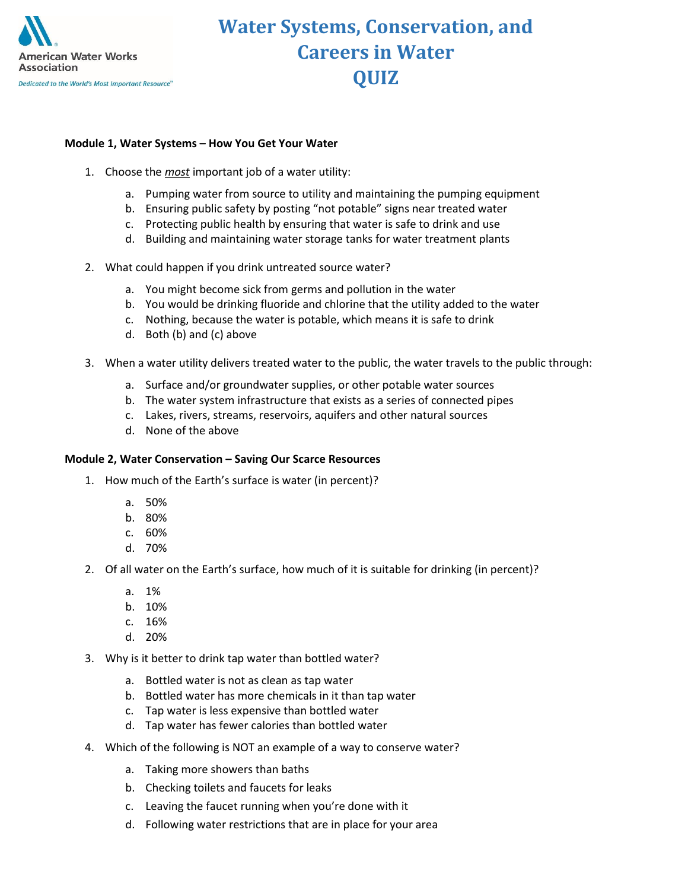American Water Works Association

*Dedicated to the World's Most Important Resource™*

# Water Systems, Conservation, and Careers in Water QUIZ

**Module 1, Water Systems – How You Get Your Water**

1. Choose the ***most*** important job of a water utility:
    a. Pumping water from source to utility and maintaining the pumping equipment
    b. Ensuring public safety by posting "not potable" signs near treated water
    c. Protecting public health by ensuring that water is safe to drink and use
    d. Building and maintaining water storage tanks for water treatment plants

2. What could happen if you drink untreated source water?
    a. You might become sick from germs and pollution in the water
    b. You would be drinking fluoride and chlorine that the utility added to the water
    c. Nothing, because the water is potable, which means it is safe to drink
    d. Both (b) and (c) above

3. When a water utility delivers treated water to the public, the water travels to the public through:
    a. Surface and/or groundwater supplies, or other potable water sources
    b. The water system infrastructure that exists as a series of connected pipes
    c. Lakes, rivers, streams, reservoirs, aquifers and other natural sources
    d. None of the above

**Module 2, Water Conservation – Saving Our Scarce Resources**

1. How much of the Earth's surface is water (in percent)?
    a. 50%
    b. 80%
    c. 60%
    d. 70%

2. Of all water on the Earth's surface, how much of it is suitable for drinking (in percent)?
    a. 1%
    b. 10%
    c. 16%
    d. 20%

3. Why is it better to drink tap water than bottled water?
    a. Bottled water is not as clean as tap water
    b. Bottled water has more chemicals in it than tap water
    c. Tap water is less expensive than bottled water
    d. Tap water has fewer calories than bottled water

4. Which of the following is NOT an example of a way to conserve water?
    a. Taking more showers than baths
    b. Checking toilets and faucets for leaks
    c. Leaving the faucet running when you're done with it
    d. Following water restrictions that are in place for your area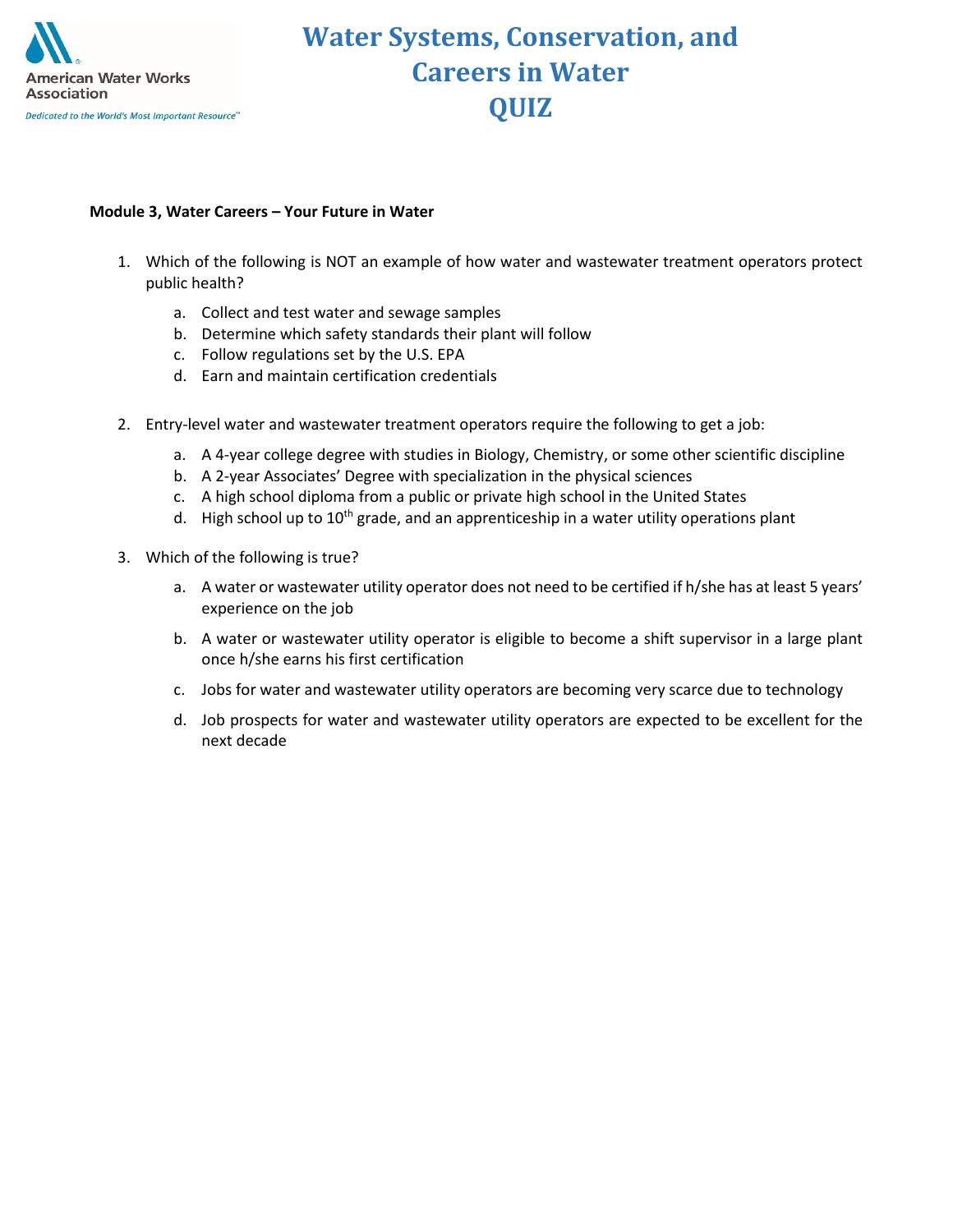# Water Systems, Conservation, and Careers in Water QUIZ

**Module 3, Water Careers – Your Future in Water**

1. Which of the following is NOT an example of how water and wastewater treatment operators protect public health?
   a. Collect and test water and sewage samples
   b. Determine which safety standards their plant will follow
   c. Follow regulations set by the U.S. EPA
   d. Earn and maintain certification credentials

2. Entry-level water and wastewater treatment operators require the following to get a job:
   a. A 4-year college degree with studies in Biology, Chemistry, or some other scientific discipline
   b. A 2-year Associates' Degree with specialization in the physical sciences
   c. A high school diploma from a public or private high school in the United States
   d. High school up to $10^{th}$ grade, and an apprenticeship in a water utility operations plant

3. Which of the following is true?
   a. A water or wastewater utility operator does not need to be certified if h/she has at least 5 years' experience on the job
   b. A water or wastewater utility operator is eligible to become a shift supervisor in a large plant once h/she earns his first certification
   c. Jobs for water and wastewater utility operators are becoming very scarce due to technology
   d. Job prospects for water and wastewater utility operators are expected to be excellent for the next decade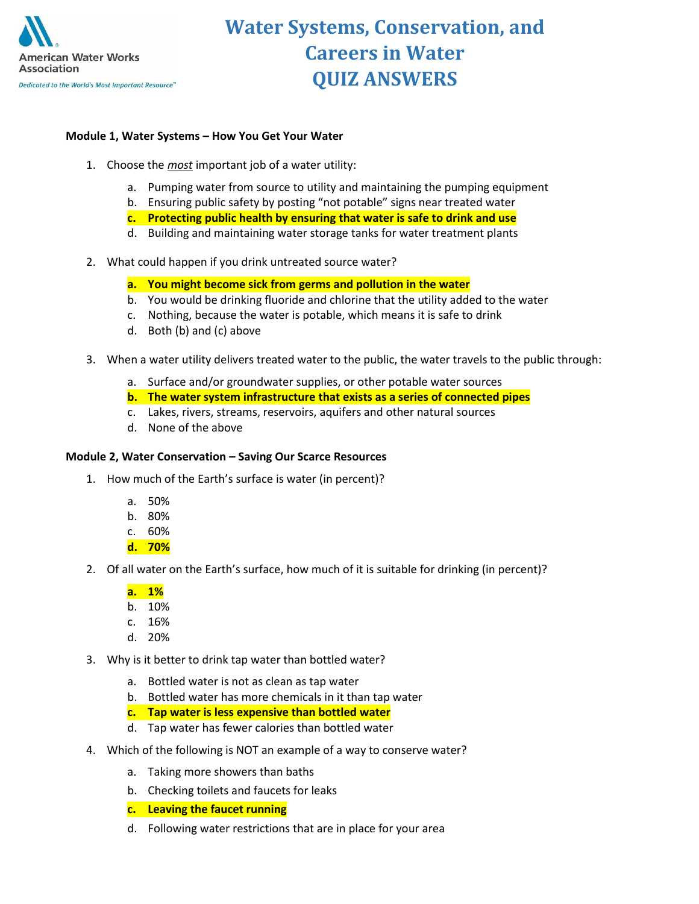American Water Works Association

*Dedicated to the World's Most Important Resource™*

# Water Systems, Conservation, and Careers in Water QUIZ ANSWERS

**Module 1, Water Systems – How You Get Your Water**

1. Choose the ***most*** important job of a water utility:
   a. Pumping water from source to utility and maintaining the pumping equipment
   b. Ensuring public safety by posting "not potable" signs near treated water
   **c. Protecting public health by ensuring that water is safe to drink and use**
   d. Building and maintaining water storage tanks for water treatment plants

2. What could happen if you drink untreated source water?
   **a. You might become sick from germs and pollution in the water**
   b. You would be drinking fluoride and chlorine that the utility added to the water
   c. Nothing, because the water is potable, which means it is safe to drink
   d. Both (b) and (c) above

3. When a water utility delivers treated water to the public, the water travels to the public through:
   a. Surface and/or groundwater supplies, or other potable water sources
   **b. The water system infrastructure that exists as a series of connected pipes**
   c. Lakes, rivers, streams, reservoirs, aquifers and other natural sources
   d. None of the above

**Module 2, Water Conservation – Saving Our Scarce Resources**

1. How much of the Earth's surface is water (in percent)?
   a. 50%
   b. 80%
   c. 60%
   **d. 70%**

2. Of all water on the Earth's surface, how much of it is suitable for drinking (in percent)?
   **a. 1%**
   b. 10%
   c. 16%
   d. 20%

3. Why is it better to drink tap water than bottled water?
   a. Bottled water is not as clean as tap water
   b. Bottled water has more chemicals in it than tap water
   **c. Tap water is less expensive than bottled water**
   d. Tap water has fewer calories than bottled water

4. Which of the following is NOT an example of a way to conserve water?
   a. Taking more showers than baths
   b. Checking toilets and faucets for leaks
   **c. Leaving the faucet running**
   d. Following water restrictions that are in place for your area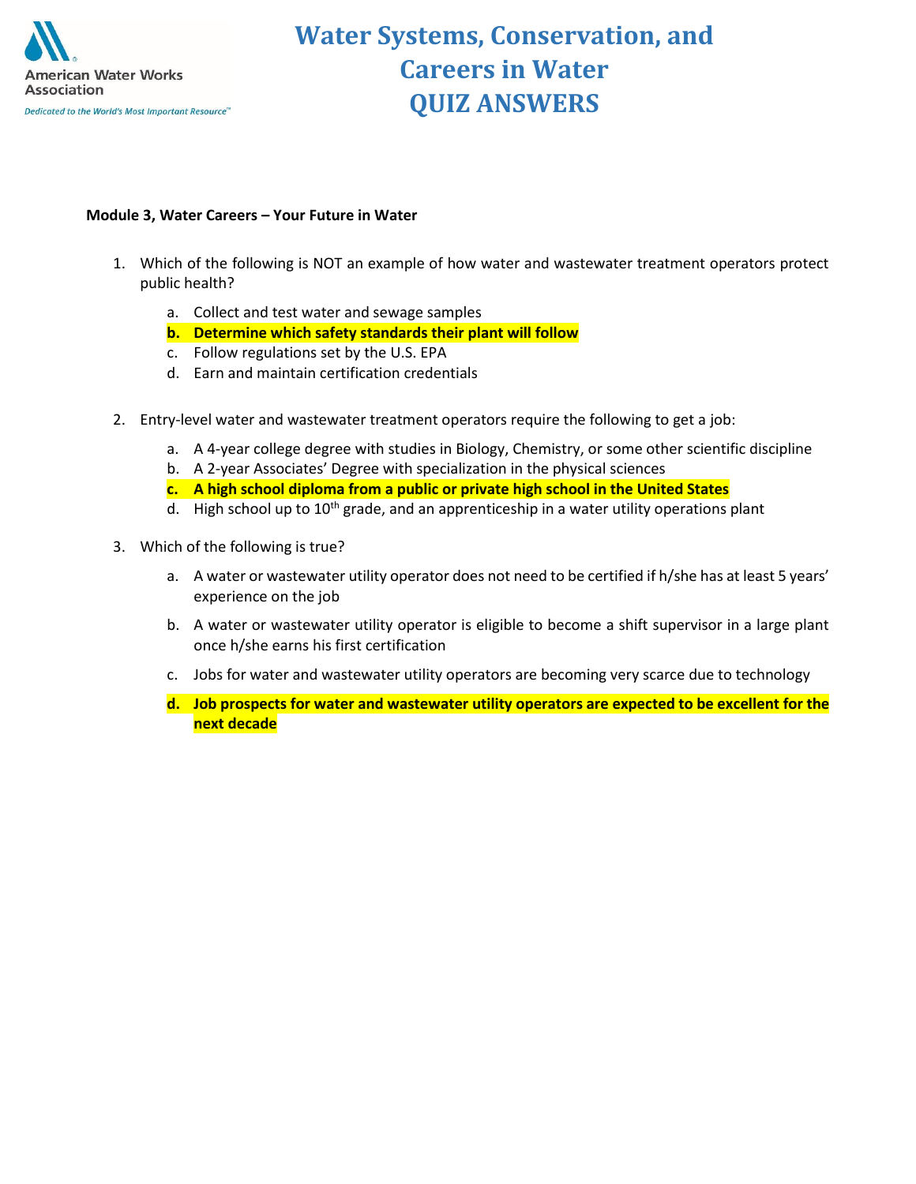American Water Works Association

*Dedicated to the World's Most Important Resource™*

# Water Systems, Conservation, and Careers in Water
# QUIZ ANSWERS

**Module 3, Water Careers – Your Future in Water**

1. Which of the following is NOT an example of how water and wastewater treatment operators protect public health?
   a. Collect and test water and sewage samples
   **b. Determine which safety standards their plant will follow**
   c. Follow regulations set by the U.S. EPA
   d. Earn and maintain certification credentials

2. Entry-level water and wastewater treatment operators require the following to get a job:
   a. A 4-year college degree with studies in Biology, Chemistry, or some other scientific discipline
   b. A 2-year Associates' Degree with specialization in the physical sciences
   **c. A high school diploma from a public or private high school in the United States**
   d. High school up to 10th grade, and an apprenticeship in a water utility operations plant

3. Which of the following is true?
   a. A water or wastewater utility operator does not need to be certified if h/she has at least 5 years' experience on the job
   b. A water or wastewater utility operator is eligible to become a shift supervisor in a large plant once h/she earns his first certification
   c. Jobs for water and wastewater utility operators are becoming very scarce due to technology
   **d. Job prospects for water and wastewater utility operators are expected to be excellent for the next decade**